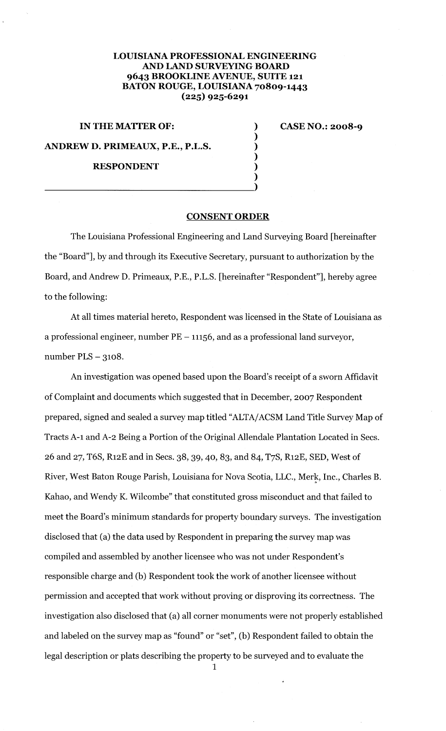**LOUISIANA PROFESSIONAL ENGINEERING AND LAND SURVEYING BOARD**
**9643 BROOKLINE AVENUE, SUITE 121**
**BATON ROUGE, LOUISIANA 70809-1443**
**(225) 925-6291**

**IN THE MATTER OF:**

**ANDREW D. PRIMEAUX, P.E., P.L.S.**

**RESPONDENT**

**CASE NO.: 2008-9**

## CONSENT ORDER

The Louisiana Professional Engineering and Land Surveying Board [hereinafter the "Board"], by and through its Executive Secretary, pursuant to authorization by the Board, and Andrew D. Primeaux, P.E., P.L.S. [hereinafter "Respondent"], hereby agree to the following:

At all times material hereto, Respondent was licensed in the State of Louisiana as a professional engineer, number PE – 11156, and as a professional land surveyor, number PLS – 3108.

An investigation was opened based upon the Board's receipt of a sworn Affidavit of Complaint and documents which suggested that in December, 2007 Respondent prepared, signed and sealed a survey map titled "ALTA/ACSM Land Title Survey Map of Tracts A-1 and A-2 Being a Portion of the Original Allendale Plantation Located in Secs. 26 and 27, T6S, R12E and in Secs. 38, 39, 40, 83, and 84, T7S, R12E, SED, West of River, West Baton Rouge Parish, Louisiana for Nova Scotia, LLC., Merk, Inc., Charles B. Kahao, and Wendy K. Wilcombe" that constituted gross misconduct and that failed to meet the Board's minimum standards for property boundary surveys. The investigation disclosed that (a) the data used by Respondent in preparing the survey map was compiled and assembled by another licensee who was not under Respondent's responsible charge and (b) Respondent took the work of another licensee without permission and accepted that work without proving or disproving its correctness. The investigation also disclosed that (a) all corner monuments were not properly established and labeled on the survey map as "found" or "set", (b) Respondent failed to obtain the legal description or plats describing the property to be surveyed and to evaluate the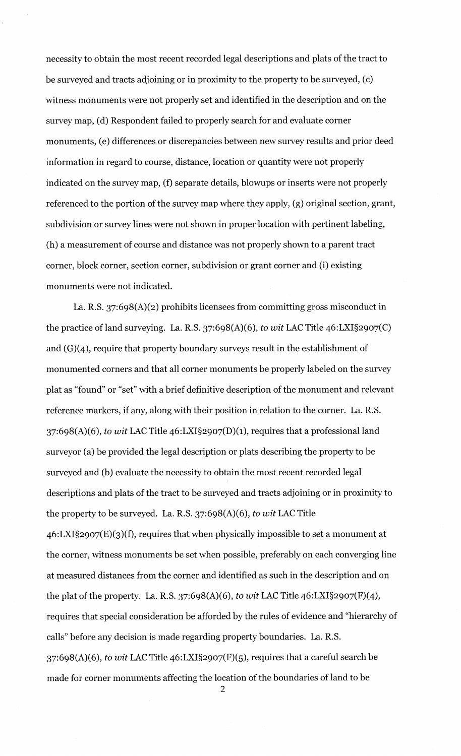necessity to obtain the most recent recorded legal descriptions and plats of the tract to be surveyed and tracts adjoining or in proximity to the property to be surveyed, (c) witness monuments were not properly set and identified in the description and on the survey map, (d) Respondent failed to properly search for and evaluate corner monuments, (e) differences or discrepancies between new survey results and prior deed information in regard to course, distance, location or quantity were not properly indicated on the survey map, (f) separate details, blowups or inserts were not properly referenced to the portion of the survey map where they apply, (g) original section, grant, subdivision or survey lines were not shown in proper location with pertinent labeling, (h) a measurement of course and distance was not properly shown to a parent tract corner, block corner, section corner, subdivision or grant corner and (i) existing monuments were not indicated.

La. R.S. 37:698(A)(2) prohibits licensees from committing gross misconduct in the practice of land surveying. La. R.S. 37:698(A)(6), *to wit* LAC Title 46:LXI§2907(C) and (G)(4), require that property boundary surveys result in the establishment of monumented corners and that all corner monuments be properly labeled on the survey plat as "found" or "set" with a brief definitive description of the monument and relevant reference markers, if any, along with their position in relation to the corner. La. R.S. 37:698(A)(6), *to wit* LAC Title 46:LXI§2907(D)(1), requires that a professional land surveyor (a) be provided the legal description or plats describing the property to be surveyed and (b) evaluate the necessity to obtain the most recent recorded legal descriptions and plats of the tract to be surveyed and tracts adjoining or in proximity to the property to be surveyed. La. R.S. 37:698(A)(6), *to wit* LAC Title 46:LXI§2907(E)(3)(f), requires that when physically impossible to set a monument at the corner, witness monuments be set when possible, preferably on each converging line at measured distances from the corner and identified as such in the description and on the plat of the property. La. R.S. 37:698(A)(6), *to wit* LAC Title 46:LXI§2907(F)(4), requires that special consideration be afforded by the rules of evidence and "hierarchy of calls" before any decision is made regarding property boundaries. La. R.S. 37:698(A)(6), *to wit* LAC Title 46:LXI§2907(F)(5), requires that a careful search be made for corner monuments affecting the location of the boundaries of land to be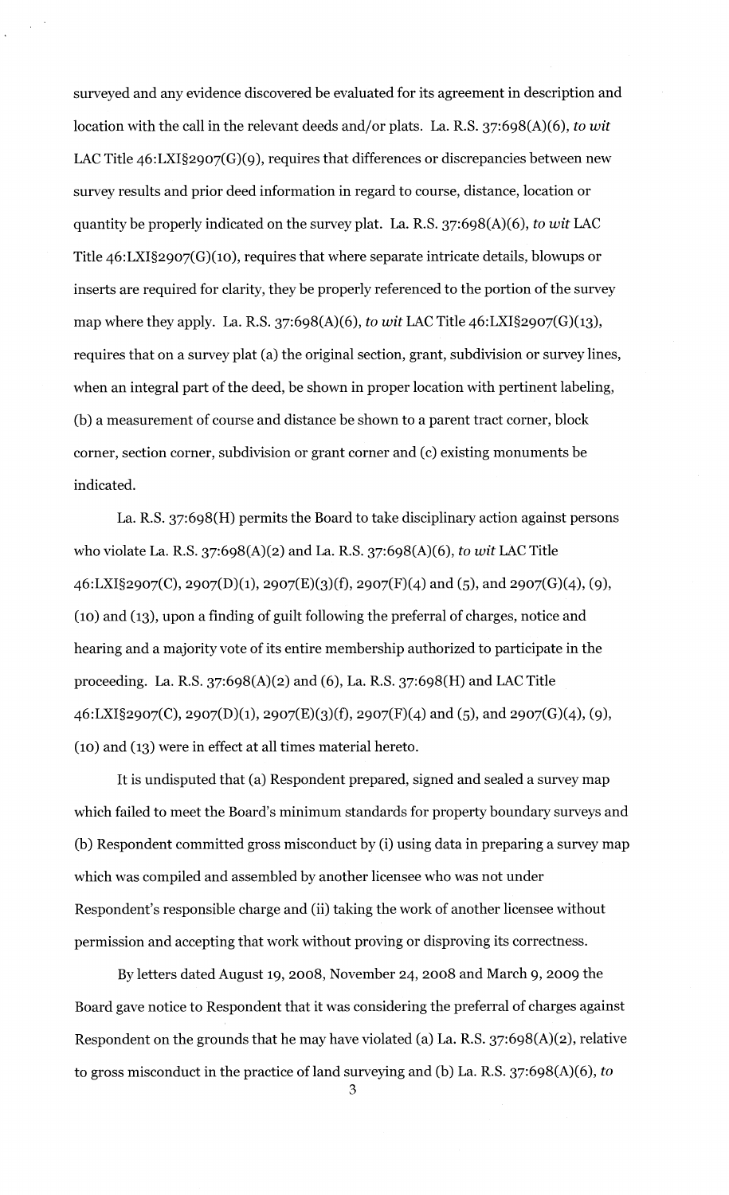surveyed and any evidence discovered be evaluated for its agreement in description and location with the call in the relevant deeds and/or plats. La. R.S. 37:698(A)(6), *to wit* LAC Title 46:LXI§2907(G)(9), requires that differences or discrepancies between new survey results and prior deed information in regard to course, distance, location or quantity be properly indicated on the survey plat. La. R.S. 37:698(A)(6), *to wit* LAC Title 46:LXI§2907(G)(10), requires that where separate intricate details, blowups or inserts are required for clarity, they be properly referenced to the portion of the survey map where they apply. La. R.S. 37:698(A)(6), *to wit* LAC Title 46:LXI§2907(G)(13), requires that on a survey plat (a) the original section, grant, subdivision or survey lines, when an integral part of the deed, be shown in proper location with pertinent labeling, (b) a measurement of course and distance be shown to a parent tract corner, block corner, section corner, subdivision or grant corner and (c) existing monuments be indicated.

La. R.S. 37:698(H) permits the Board to take disciplinary action against persons who violate La. R.S. 37:698(A)(2) and La. R.S. 37:698(A)(6), *to wit* LAC Title 46:LXI§2907(C), 2907(D)(1), 2907(E)(3)(f), 2907(F)(4) and (5), and 2907(G)(4), (9), (10) and (13), upon a finding of guilt following the preferral of charges, notice and hearing and a majority vote of its entire membership authorized to participate in the proceeding. La. R.S. 37:698(A)(2) and (6), La. R.S. 37:698(H) and LAC Title 46:LXI§2907(C), 2907(D)(1), 2907(E)(3)(f), 2907(F)(4) and (5), and 2907(G)(4), (9), (10) and (13) were in effect at all times material hereto.

It is undisputed that (a) Respondent prepared, signed and sealed a survey map which failed to meet the Board's minimum standards for property boundary surveys and (b) Respondent committed gross misconduct by (i) using data in preparing a survey map which was compiled and assembled by another licensee who was not under Respondent's responsible charge and (ii) taking the work of another licensee without permission and accepting that work without proving or disproving its correctness.

By letters dated August 19, 2008, November 24, 2008 and March 9, 2009 the Board gave notice to Respondent that it was considering the preferral of charges against Respondent on the grounds that he may have violated (a) La. R.S. 37:698(A)(2), relative to gross misconduct in the practice of land surveying and (b) La. R.S. 37:698(A)(6), *to*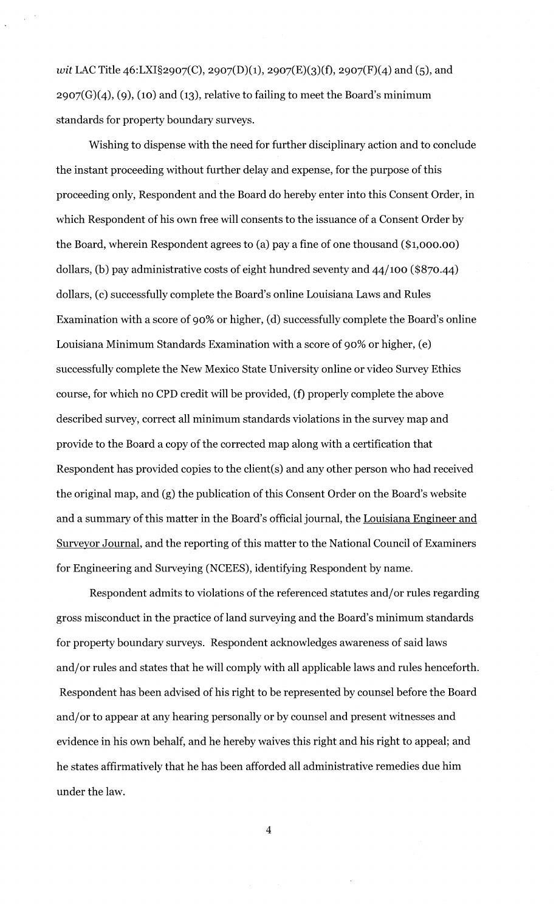*wit* LAC Title 46:LXI§2907(C), 2907(D)(1), 2907(E)(3)(f), 2907(F)(4) and (5), and 2907(G)(4), (9), (10) and (13), relative to failing to meet the Board's minimum standards for property boundary surveys.

Wishing to dispense with the need for further disciplinary action and to conclude the instant proceeding without further delay and expense, for the purpose of this proceeding only, Respondent and the Board do hereby enter into this Consent Order, in which Respondent of his own free will consents to the issuance of a Consent Order by the Board, wherein Respondent agrees to (a) pay a fine of one thousand ($1,000.00) dollars, (b) pay administrative costs of eight hundred seventy and 44/100 ($870.44) dollars, (c) successfully complete the Board's online Louisiana Laws and Rules Examination with a score of 90% or higher, (d) successfully complete the Board's online Louisiana Minimum Standards Examination with a score of 90% or higher, (e) successfully complete the New Mexico State University online or video Survey Ethics course, for which no CPD credit will be provided, (f) properly complete the above described survey, correct all minimum standards violations in the survey map and provide to the Board a copy of the corrected map along with a certification that Respondent has provided copies to the client(s) and any other person who had received the original map, and (g) the publication of this Consent Order on the Board's website and a summary of this matter in the Board's official journal, the Louisiana Engineer and Surveyor Journal, and the reporting of this matter to the National Council of Examiners for Engineering and Surveying (NCEES), identifying Respondent by name.

Respondent admits to violations of the referenced statutes and/or rules regarding gross misconduct in the practice of land surveying and the Board's minimum standards for property boundary surveys. Respondent acknowledges awareness of said laws and/or rules and states that he will comply with all applicable laws and rules henceforth. Respondent has been advised of his right to be represented by counsel before the Board and/or to appear at any hearing personally or by counsel and present witnesses and evidence in his own behalf, and he hereby waives this right and his right to appeal; and he states affirmatively that he has been afforded all administrative remedies due him under the law.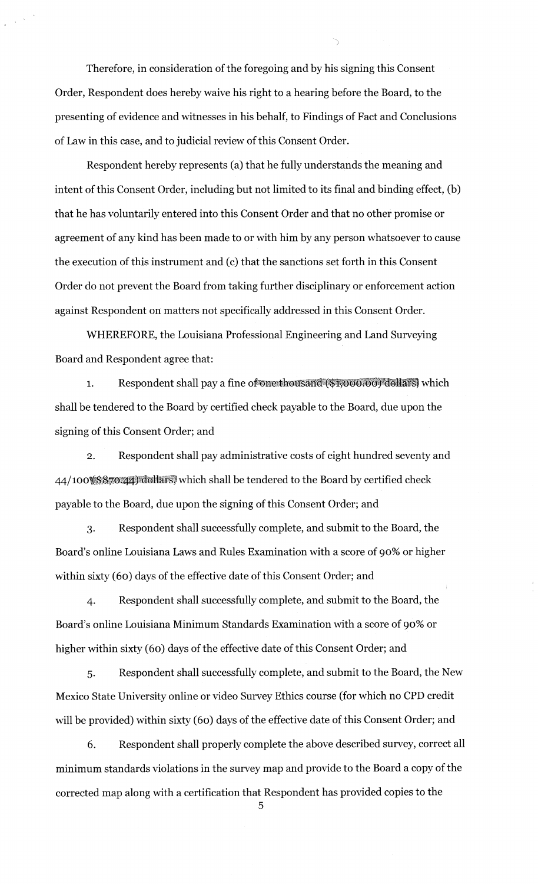Therefore, in consideration of the foregoing and by his signing this Consent Order, Respondent does hereby waive his right to a hearing before the Board, to the presenting of evidence and witnesses in his behalf, to Findings of Fact and Conclusions of Law in this case, and to judicial review of this Consent Order.

Respondent hereby represents (a) that he fully understands the meaning and intent of this Consent Order, including but not limited to its final and binding effect, (b) that he has voluntarily entered into this Consent Order and that no other promise or agreement of any kind has been made to or with him by any person whatsoever to cause the execution of this instrument and (c) that the sanctions set forth in this Consent Order do not prevent the Board from taking further disciplinary or enforcement action against Respondent on matters not specifically addressed in this Consent Order.

WHEREFORE, the Louisiana Professional Engineering and Land Surveying Board and Respondent agree that:

1. Respondent shall pay a fine of one thousand ($1,000.00) dollars which shall be tendered to the Board by certified check payable to the Board, due upon the signing of this Consent Order; and

2. Respondent shall pay administrative costs of eight hundred seventy and 44/100 ($870.44) dollars, which shall be tendered to the Board by certified check payable to the Board, due upon the signing of this Consent Order; and

3. Respondent shall successfully complete, and submit to the Board, the Board's online Louisiana Laws and Rules Examination with a score of 90% or higher within sixty (60) days of the effective date of this Consent Order; and

4. Respondent shall successfully complete, and submit to the Board, the Board's online Louisiana Minimum Standards Examination with a score of 90% or higher within sixty (60) days of the effective date of this Consent Order; and

5. Respondent shall successfully complete, and submit to the Board, the New Mexico State University online or video Survey Ethics course (for which no CPD credit will be provided) within sixty (60) days of the effective date of this Consent Order; and

6. Respondent shall properly complete the above described survey, correct all minimum standards violations in the survey map and provide to the Board a copy of the corrected map along with a certification that Respondent has provided copies to the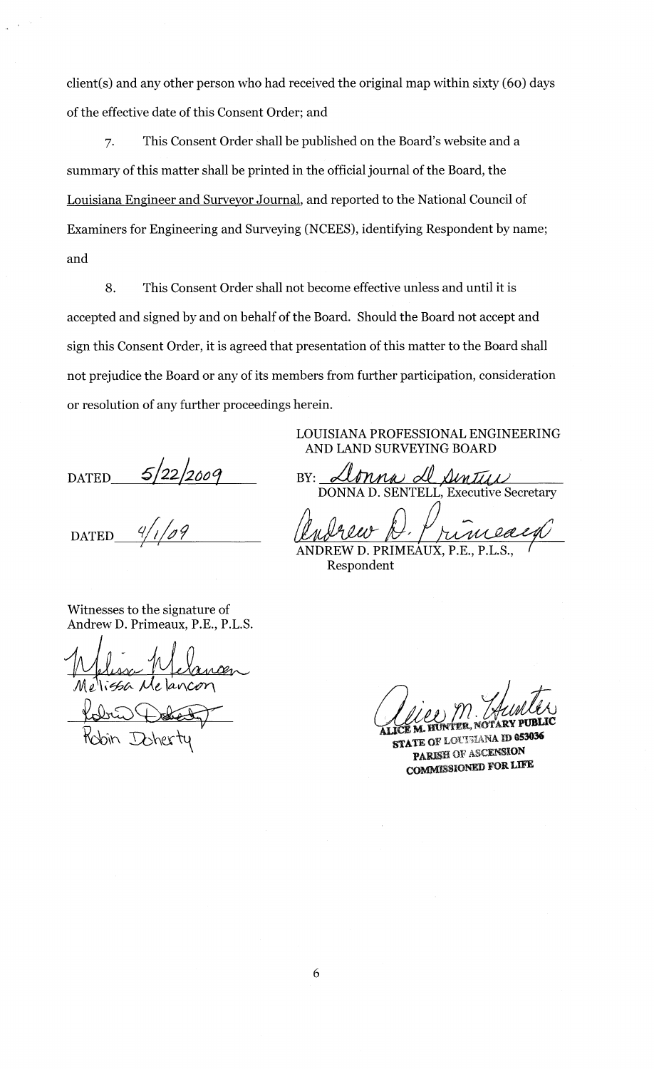client(s) and any other person who had received the original map within sixty (60) days of the effective date of this Consent Order; and

7. This Consent Order shall be published on the Board's website and a summary of this matter shall be printed in the official journal of the Board, the Louisiana Engineer and Surveyor Journal, and reported to the National Council of Examiners for Engineering and Surveying (NCEES), identifying Respondent by name; and

8. This Consent Order shall not become effective unless and until it is accepted and signed by and on behalf of the Board. Should the Board not accept and sign this Consent Order, it is agreed that presentation of this matter to the Board shall not prejudice the Board or any of its members from further participation, consideration or resolution of any further proceedings herein.

LOUISIANA PROFESSIONAL ENGINEERING AND LAND SURVEYING BOARD

DATED 5/22/2009

BY: Donna D. Sentell
DONNA D. SENTELL, Executive Secretary

DATED 4/1/09

Andrew D. Primeaux
ANDREW D. PRIMEAUX, P.E., P.L.S.,
Respondent

Witnesses to the signature of
Andrew D. Primeaux, P.E., P.L.S.

Melissa Melancon
Melissa Melancon

Robin Doherty
Robin Doherty

Alice M. Hunter
ALICE M. HUNTER, NOTARY PUBLIC
STATE OF LOUISIANA ID 053036
PARISH OF ASCENSION
COMMISSIONED FOR LIFE